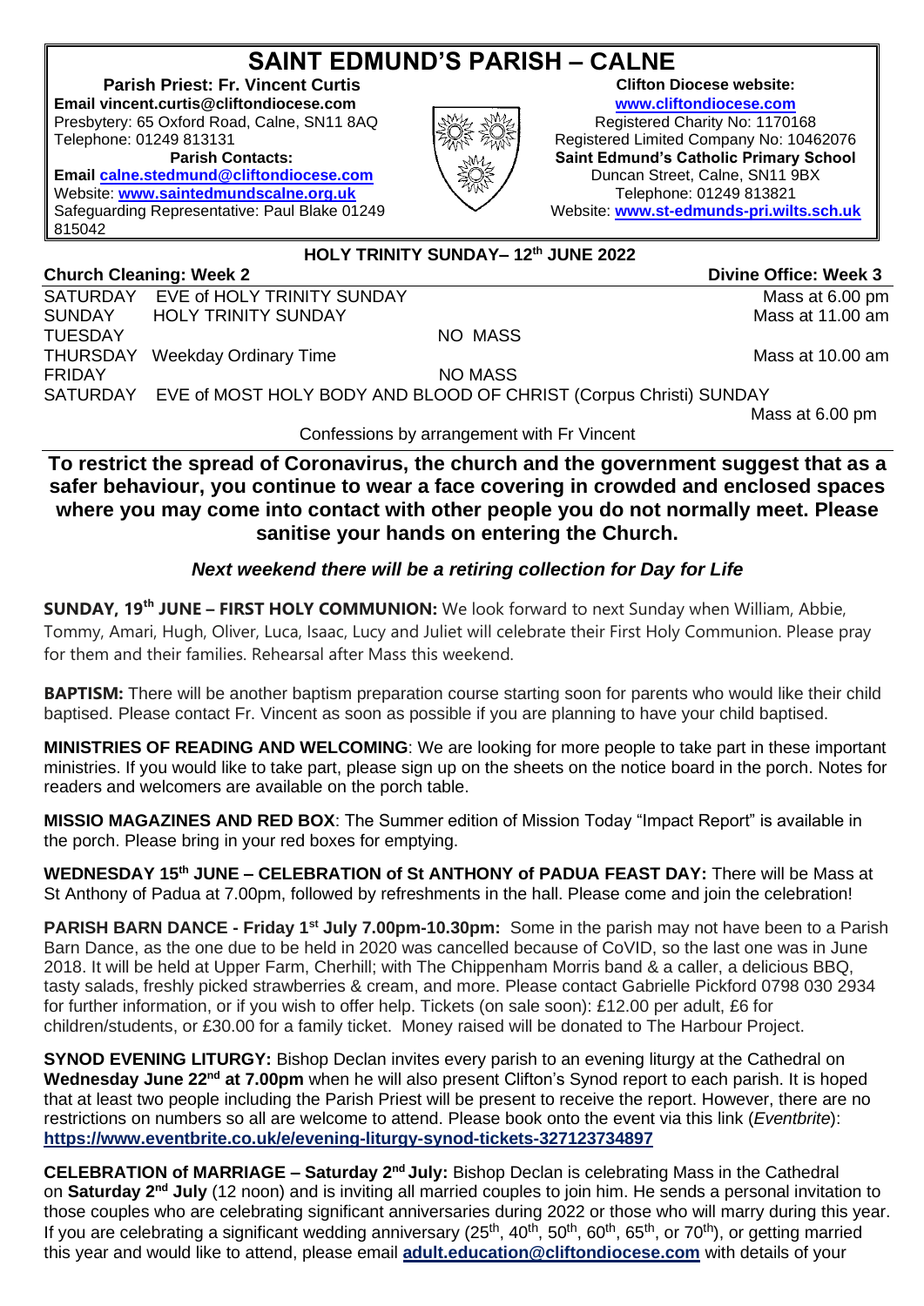# SAINT EDMUND'S PARISH – CALNE

**Parish Priest: Fr. Vincent Curtis**
**Email vincent.curtis@cliftondiocese.com**
Presbytery: 65 Oxford Road, Calne, SN11 8AQ
Telephone: 01249 813131
**Parish Contacts:**
**Email calne.stedmund@cliftondiocese.com**
Website: **www.saintedmundscalne.org.uk**
Safeguarding Representative: Paul Blake 01249 815042

**Clifton Diocese website:**
**www.cliftondiocese.com**
Registered Charity No: 1170168
Registered Limited Company No: 10462076
**Saint Edmund's Catholic Primary School**
Duncan Street, Calne, SN11 9BX
Telephone: 01249 813821
Website: **www.st-edmunds-pri.wilts.sch.uk**

**HOLY TRINITY SUNDAY– 12th JUNE 2022**

**Church Cleaning: Week 2** | **Divine Office: Week 3**

| | | |
|---|---|---|
| SATURDAY | EVE of HOLY TRINITY SUNDAY | Mass at 6.00 pm |
| SUNDAY | HOLY TRINITY SUNDAY | Mass at 11.00 am |
| TUESDAY | NO MASS | |
| THURSDAY | Weekday Ordinary Time | Mass at 10.00 am |
| FRIDAY | NO MASS | |
| SATURDAY | EVE of MOST HOLY BODY AND BLOOD OF CHRIST (Corpus Christi) SUNDAY | Mass at 6.00 pm |

Confessions by arrangement with Fr Vincent

**To restrict the spread of Coronavirus, the church and the government suggest that as a safer behaviour, you continue to wear a face covering in crowded and enclosed spaces where you may come into contact with other people you do not normally meet. Please sanitise your hands on entering the Church.**

***Next weekend there will be a retiring collection for Day for Life***

**SUNDAY, 19th JUNE – FIRST HOLY COMMUNION:** We look forward to next Sunday when William, Abbie, Tommy, Amari, Hugh, Oliver, Luca, Isaac, Lucy and Juliet will celebrate their First Holy Communion. Please pray for them and their families. Rehearsal after Mass this weekend.

**BAPTISM:** There will be another baptism preparation course starting soon for parents who would like their child baptised. Please contact Fr. Vincent as soon as possible if you are planning to have your child baptised.

**MINISTRIES OF READING AND WELCOMING**: We are looking for more people to take part in these important ministries. If you would like to take part, please sign up on the sheets on the notice board in the porch. Notes for readers and welcomers are available on the porch table.

**MISSIO MAGAZINES AND RED BOX**: The Summer edition of Mission Today "Impact Report" is available in the porch. Please bring in your red boxes for emptying.

**WEDNESDAY 15th JUNE – CELEBRATION of St ANTHONY of PADUA FEAST DAY:** There will be Mass at St Anthony of Padua at 7.00pm, followed by refreshments in the hall. Please come and join the celebration!

**PARISH BARN DANCE - Friday 1st July 7.00pm-10.30pm:** Some in the parish may not have been to a Parish Barn Dance, as the one due to be held in 2020 was cancelled because of CoVID, so the last one was in June 2018. It will be held at Upper Farm, Cherhill; with The Chippenham Morris band & a caller, a delicious BBQ, tasty salads, freshly picked strawberries & cream, and more. Please contact Gabrielle Pickford 0798 030 2934 for further information, or if you wish to offer help. Tickets (on sale soon): £12.00 per adult, £6 for children/students, or £30.00 for a family ticket. Money raised will be donated to The Harbour Project.

**SYNOD EVENING LITURGY:** Bishop Declan invites every parish to an evening liturgy at the Cathedral on **Wednesday June 22nd at 7.00pm** when he will also present Clifton's Synod report to each parish. It is hoped that at least two people including the Parish Priest will be present to receive the report. However, there are no restrictions on numbers so all are welcome to attend. Please book onto the event via this link (*Eventbrite*): **https://www.eventbrite.co.uk/e/evening-liturgy-synod-tickets-327123734897**

**CELEBRATION of MARRIAGE – Saturday 2nd July:** Bishop Declan is celebrating Mass in the Cathedral on **Saturday 2nd July** (12 noon) and is inviting all married couples to join him. He sends a personal invitation to those couples who are celebrating significant anniversaries during 2022 or those who will marry during this year. If you are celebrating a significant wedding anniversary (25th, 40th, 50th, 60th, 65th, or 70th), or getting married this year and would like to attend, please email **adult.education@cliftondiocese.com** with details of your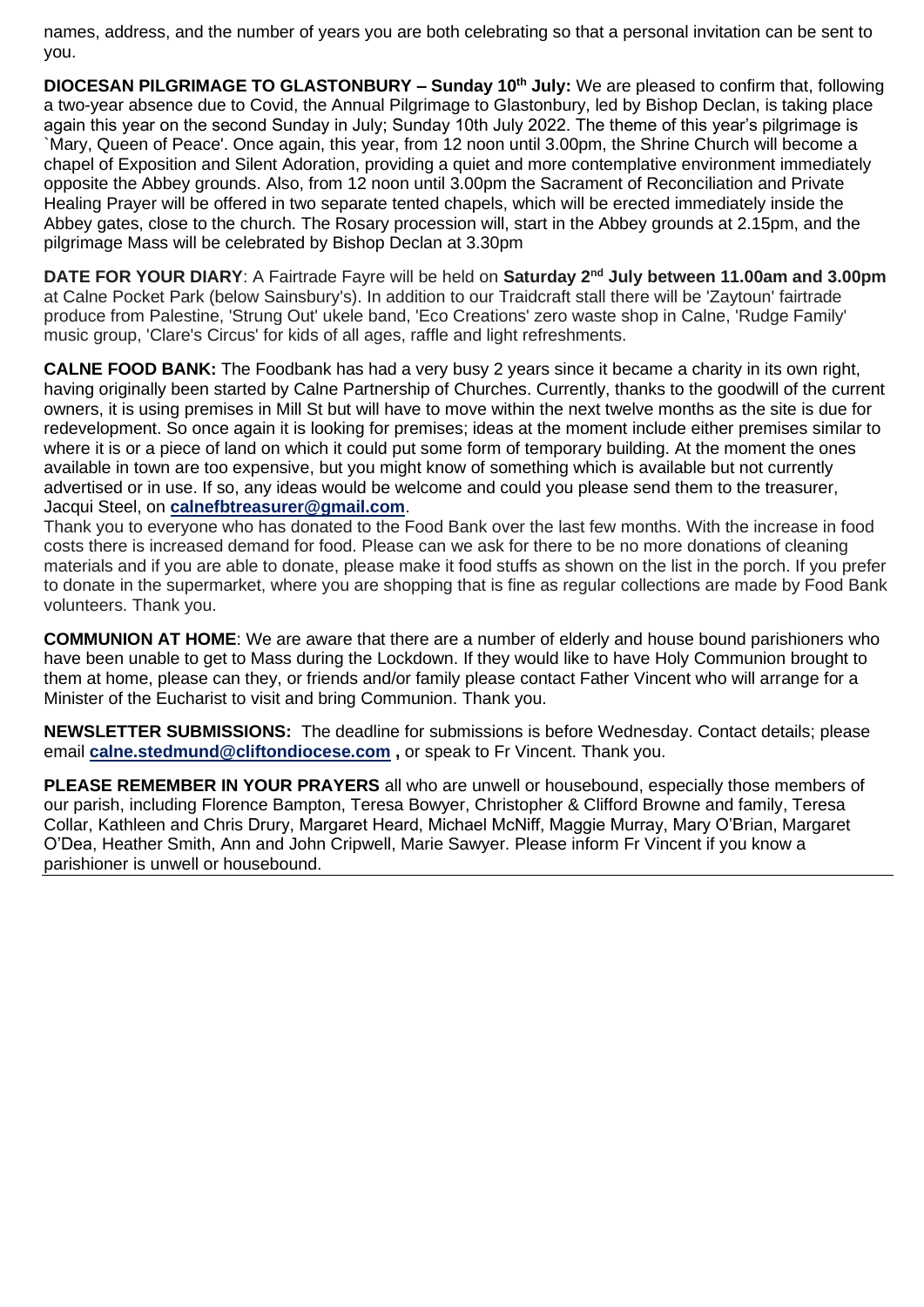names, address, and the number of years you are both celebrating so that a personal invitation can be sent to you.

**DIOCESAN PILGRIMAGE TO GLASTONBURY – Sunday 10th July:** We are pleased to confirm that, following a two-year absence due to Covid, the Annual Pilgrimage to Glastonbury, led by Bishop Declan, is taking place again this year on the second Sunday in July; Sunday 10th July 2022. The theme of this year's pilgrimage is `Mary, Queen of Peace'. Once again, this year, from 12 noon until 3.00pm, the Shrine Church will become a chapel of Exposition and Silent Adoration, providing a quiet and more contemplative environment immediately opposite the Abbey grounds. Also, from 12 noon until 3.00pm the Sacrament of Reconciliation and Private Healing Prayer will be offered in two separate tented chapels, which will be erected immediately inside the Abbey gates, close to the church. The Rosary procession will, start in the Abbey grounds at 2.15pm, and the pilgrimage Mass will be celebrated by Bishop Declan at 3.30pm

**DATE FOR YOUR DIARY**: A Fairtrade Fayre will be held on **Saturday 2nd July between 11.00am and 3.00pm** at Calne Pocket Park (below Sainsbury's). In addition to our Traidcraft stall there will be 'Zaytoun' fairtrade produce from Palestine, 'Strung Out' ukele band, 'Eco Creations' zero waste shop in Calne, 'Rudge Family' music group, 'Clare's Circus' for kids of all ages, raffle and light refreshments.

**CALNE FOOD BANK:** The Foodbank has had a very busy 2 years since it became a charity in its own right, having originally been started by Calne Partnership of Churches. Currently, thanks to the goodwill of the current owners, it is using premises in Mill St but will have to move within the next twelve months as the site is due for redevelopment. So once again it is looking for premises; ideas at the moment include either premises similar to where it is or a piece of land on which it could put some form of temporary building. At the moment the ones available in town are too expensive, but you might know of something which is available but not currently advertised or in use. If so, any ideas would be welcome and could you please send them to the treasurer, Jacqui Steel, on **calnefbtreasurer@gmail.com**.

Thank you to everyone who has donated to the Food Bank over the last few months. With the increase in food costs there is increased demand for food. Please can we ask for there to be no more donations of cleaning materials and if you are able to donate, please make it food stuffs as shown on the list in the porch. If you prefer to donate in the supermarket, where you are shopping that is fine as regular collections are made by Food Bank volunteers. Thank you.

**COMMUNION AT HOME**: We are aware that there are a number of elderly and house bound parishioners who have been unable to get to Mass during the Lockdown. If they would like to have Holy Communion brought to them at home, please can they, or friends and/or family please contact Father Vincent who will arrange for a Minister of the Eucharist to visit and bring Communion. Thank you.

**NEWSLETTER SUBMISSIONS:** The deadline for submissions is before Wednesday. Contact details; please email **calne.stedmund@cliftondiocese.com ,** or speak to Fr Vincent. Thank you.

**PLEASE REMEMBER IN YOUR PRAYERS** all who are unwell or housebound, especially those members of our parish, including Florence Bampton, Teresa Bowyer, Christopher & Clifford Browne and family, Teresa Collar, Kathleen and Chris Drury, Margaret Heard, Michael McNiff, Maggie Murray, Mary O'Brian, Margaret O'Dea, Heather Smith, Ann and John Cripwell, Marie Sawyer. Please inform Fr Vincent if you know a parishioner is unwell or housebound.